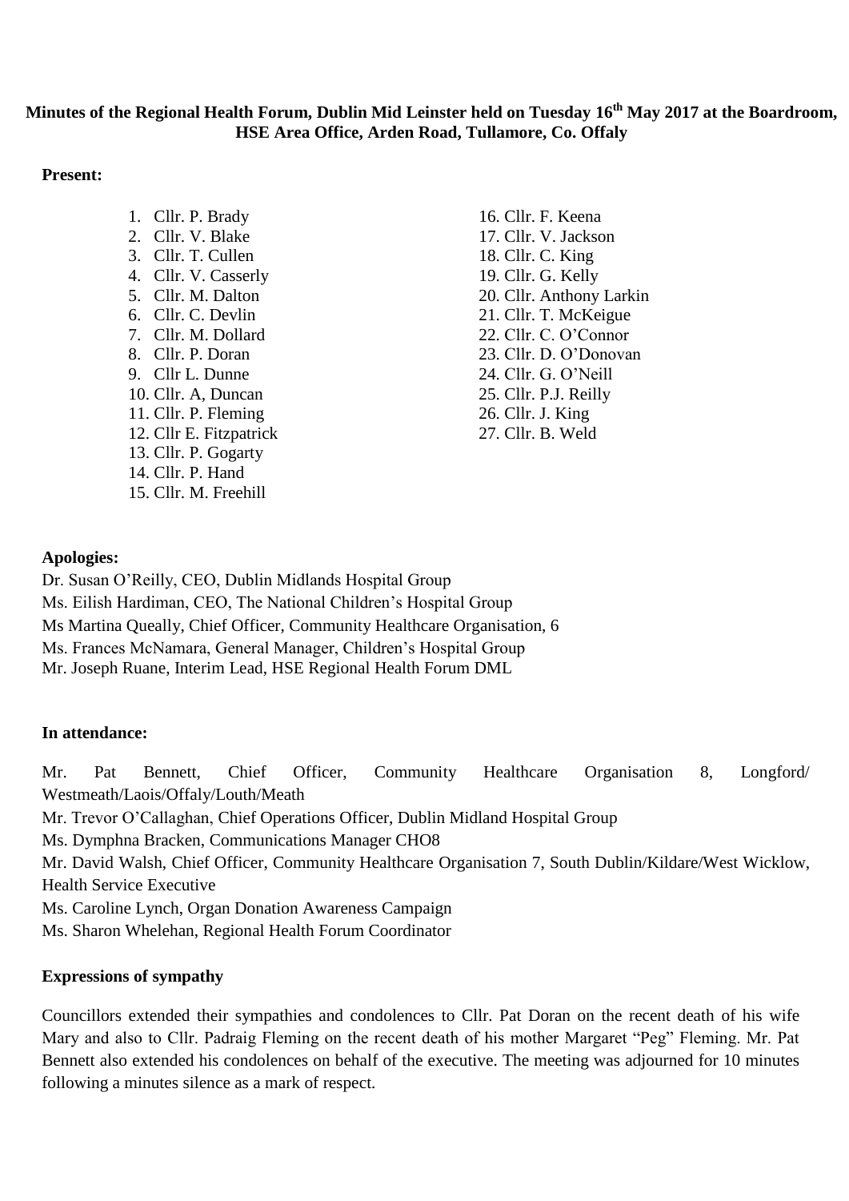**Minutes of the Regional Health Forum, Dublin Mid Leinster held on Tuesday 16th May 2017 at the Boardroom, HSE Area Office, Arden Road, Tullamore, Co. Offaly**

**Present:**

1. Cllr. P. Brady
2. Cllr. V. Blake
3. Cllr. T. Cullen
4. Cllr. V. Casserly
5. Cllr. M. Dalton
6. Cllr. C. Devlin
7. Cllr. M. Dollard
8. Cllr. P. Doran
9. Cllr L. Dunne
10. Cllr. A, Duncan
11. Cllr. P. Fleming
12. Cllr E. Fitzpatrick
13. Cllr. P. Gogarty
14. Cllr. P. Hand
15. Cllr. M. Freehill
16. Cllr. F. Keena
17. Cllr. V. Jackson
18. Cllr. C. King
19. Cllr. G. Kelly
20. Cllr. Anthony Larkin
21. Cllr. T. McKeigue
22. Cllr. C. O'Connor
23. Cllr. D. O'Donovan
24. Cllr. G. O'Neill
25. Cllr. P.J. Reilly
26. Cllr. J. King
27. Cllr. B. Weld

**Apologies:**

Dr. Susan O'Reilly, CEO, Dublin Midlands Hospital Group
Ms. Eilish Hardiman, CEO, The National Children's Hospital Group
Ms Martina Queally, Chief Officer, Community Healthcare Organisation, 6
Ms. Frances McNamara, General Manager, Children's Hospital Group
Mr. Joseph Ruane, Interim Lead, HSE Regional Health Forum DML

**In attendance:**

Mr. Pat Bennett, Chief Officer, Community Healthcare Organisation 8, Longford/ Westmeath/Laois/Offaly/Louth/Meath
Mr. Trevor O'Callaghan, Chief Operations Officer, Dublin Midland Hospital Group
Ms. Dymphna Bracken, Communications Manager CHO8
Mr. David Walsh, Chief Officer, Community Healthcare Organisation 7, South Dublin/Kildare/West Wicklow, Health Service Executive
Ms. Caroline Lynch, Organ Donation Awareness Campaign
Ms. Sharon Whelehan, Regional Health Forum Coordinator

**Expressions of sympathy**

Councillors extended their sympathies and condolences to Cllr. Pat Doran on the recent death of his wife Mary and also to Cllr. Padraig Fleming on the recent death of his mother Margaret "Peg" Fleming. Mr. Pat Bennett also extended his condolences on behalf of the executive. The meeting was adjourned for 10 minutes following a minutes silence as a mark of respect.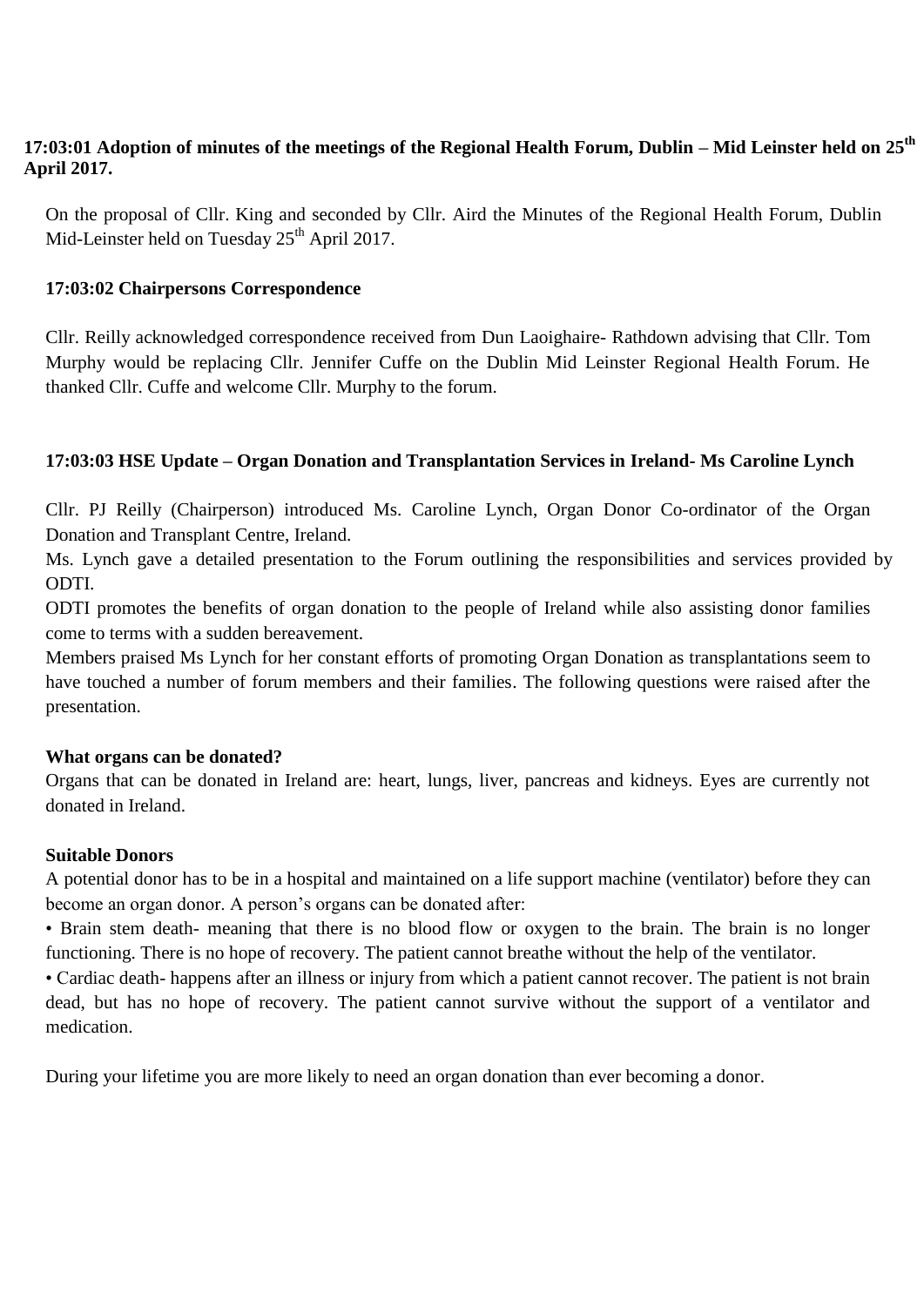**17:03:01 Adoption of minutes of the meetings of the Regional Health Forum, Dublin – Mid Leinster held on 25th April 2017.**

On the proposal of Cllr. King and seconded by Cllr. Aird the Minutes of the Regional Health Forum, Dublin Mid-Leinster held on Tuesday 25th April 2017.

**17:03:02 Chairpersons Correspondence**

Cllr. Reilly acknowledged correspondence received from Dun Laoighaire- Rathdown advising that Cllr. Tom Murphy would be replacing Cllr. Jennifer Cuffe on the Dublin Mid Leinster Regional Health Forum. He thanked Cllr. Cuffe and welcome Cllr. Murphy to the forum.

**17:03:03 HSE Update – Organ Donation and Transplantation Services in Ireland- Ms Caroline Lynch**

Cllr. PJ Reilly (Chairperson) introduced Ms. Caroline Lynch, Organ Donor Co-ordinator of the Organ Donation and Transplant Centre, Ireland.

Ms. Lynch gave a detailed presentation to the Forum outlining the responsibilities and services provided by ODTI.

ODTI promotes the benefits of organ donation to the people of Ireland while also assisting donor families come to terms with a sudden bereavement.

Members praised Ms Lynch for her constant efforts of promoting Organ Donation as transplantations seem to have touched a number of forum members and their families. The following questions were raised after the presentation.

**What organs can be donated?**

Organs that can be donated in Ireland are: heart, lungs, liver, pancreas and kidneys. Eyes are currently not donated in Ireland.

**Suitable Donors**

A potential donor has to be in a hospital and maintained on a life support machine (ventilator) before they can become an organ donor. A person's organs can be donated after:

- Brain stem death- meaning that there is no blood flow or oxygen to the brain. The brain is no longer functioning. There is no hope of recovery. The patient cannot breathe without the help of the ventilator.
- Cardiac death- happens after an illness or injury from which a patient cannot recover. The patient is not brain dead, but has no hope of recovery. The patient cannot survive without the support of a ventilator and medication.

During your lifetime you are more likely to need an organ donation than ever becoming a donor.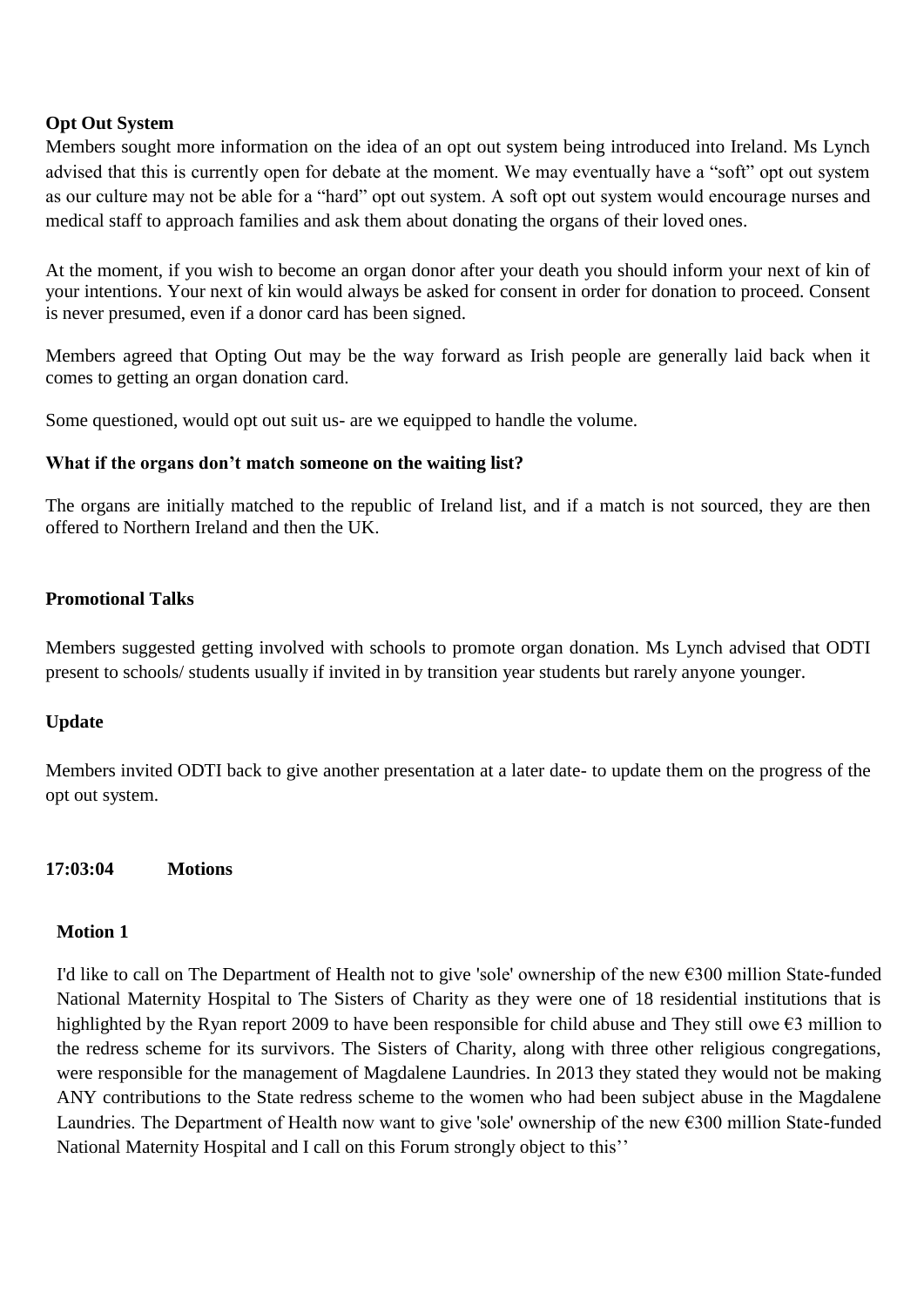**Opt Out System**

Members sought more information on the idea of an opt out system being introduced into Ireland. Ms Lynch advised that this is currently open for debate at the moment. We may eventually have a “soft” opt out system as our culture may not be able for a “hard” opt out system. A soft opt out system would encourage nurses and medical staff to approach families and ask them about donating the organs of their loved ones.

At the moment, if you wish to become an organ donor after your death you should inform your next of kin of your intentions. Your next of kin would always be asked for consent in order for donation to proceed. Consent is never presumed, even if a donor card has been signed.

Members agreed that Opting Out may be the way forward as Irish people are generally laid back when it comes to getting an organ donation card.

Some questioned, would opt out suit us- are we equipped to handle the volume.

**What if the organs don’t match someone on the waiting list?**

The organs are initially matched to the republic of Ireland list, and if a match is not sourced, they are then offered to Northern Ireland and then the UK.

**Promotional Talks**

Members suggested getting involved with schools to promote organ donation. Ms Lynch advised that ODTI present to schools/ students usually if invited in by transition year students but rarely anyone younger.

**Update**

Members invited ODTI back to give another presentation at a later date- to update them on the progress of the opt out system.

**17:03:04 Motions**

**Motion 1**

I'd like to call on The Department of Health not to give 'sole' ownership of the new €300 million State-funded National Maternity Hospital to The Sisters of Charity as they were one of 18 residential institutions that is highlighted by the Ryan report 2009 to have been responsible for child abuse and They still owe €3 million to the redress scheme for its survivors. The Sisters of Charity, along with three other religious congregations, were responsible for the management of Magdalene Laundries. In 2013 they stated they would not be making ANY contributions to the State redress scheme to the women who had been subject abuse in the Magdalene Laundries. The Department of Health now want to give 'sole' ownership of the new €300 million State-funded National Maternity Hospital and I call on this Forum strongly object to this’’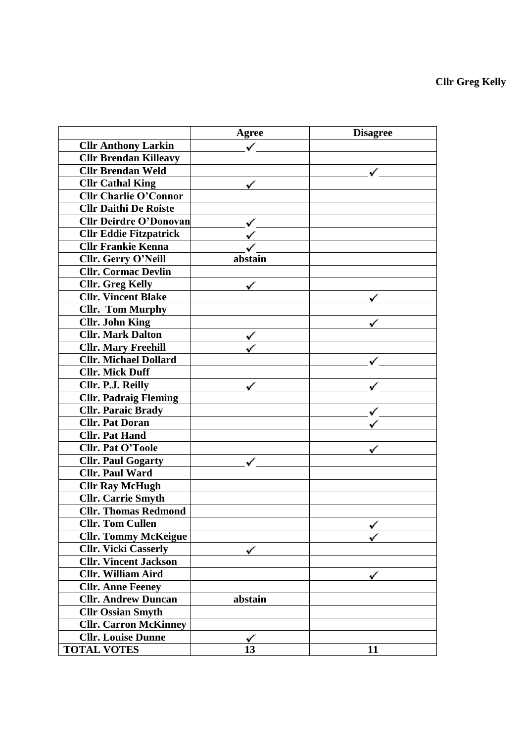**Cllr Greg Kelly**

| | Agree | Disagree |
|---|---|---|
| **Cllr Anthony Larkin** | ✓ | |
| **Cllr Brendan Killeavy** | | |
| **Cllr Brendan Weld** | | ✓ |
| **Cllr Cathal King** | ✓ | |
| **Cllr Charlie O'Connor** | | |
| **Cllr Daithi De Roiste** | | |
| **Cllr Deirdre O'Donovan** | ✓ | |
| **Cllr Eddie Fitzpatrick** | ✓ | |
| **Cllr Frankie Kenna** | ✓ | |
| **Cllr. Gerry O'Neill** | **abstain** | |
| **Cllr. Cormac Devlin** | | |
| **Cllr. Greg Kelly** | ✓ | |
| **Cllr. Vincent Blake** | | ✓ |
| **Cllr. Tom Murphy** | | |
| **Cllr. John King** | | ✓ |
| **Cllr. Mark Dalton** | ✓ | |
| **Cllr. Mary Freehill** | ✓ | |
| **Cllr. Michael Dollard** | | ✓ |
| **Cllr. Mick Duff** | | |
| **Cllr. P.J. Reilly** | ✓ | ✓ |
| **Cllr. Padraig Fleming** | | |
| **Cllr. Paraic Brady** | | ✓ |
| **Cllr. Pat Doran** | | ✓ |
| **Cllr. Pat Hand** | | |
| **Cllr. Pat O'Toole** | | ✓ |
| **Cllr. Paul Gogarty** | ✓ | |
| **Cllr. Paul Ward** | | |
| **Cllr Ray McHugh** | | |
| **Cllr. Carrie Smyth** | | |
| **Cllr. Thomas Redmond** | | |
| **Cllr. Tom Cullen** | | ✓ |
| **Cllr. Tommy McKeigue** | | ✓ |
| **Cllr. Vicki Casserly** | ✓ | |
| **Cllr. Vincent Jackson** | | |
| **Cllr. William Aird** | | ✓ |
| **Cllr. Anne Feeney** | | |
| **Cllr. Andrew Duncan** | **abstain** | |
| **Cllr Ossian Smyth** | | |
| **Cllr. Carron McKinney** | | |
| **Cllr. Louise Dunne** | ✓ | |
| **TOTAL VOTES** | **13** | **11** |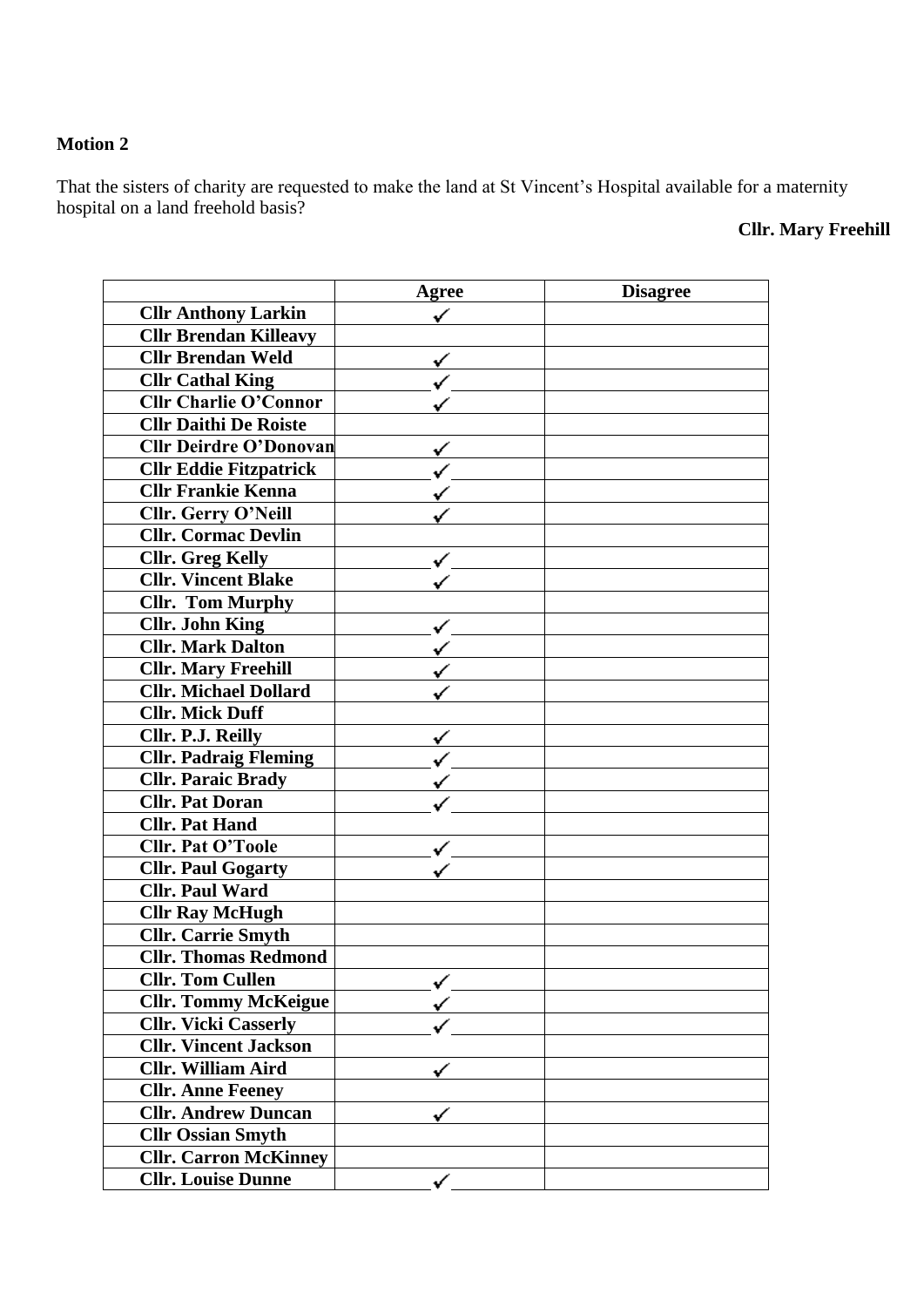**Motion 2**

That the sisters of charity are requested to make the land at St Vincent's Hospital available for a maternity hospital on a land freehold basis?

**Cllr. Mary Freehill**

| | Agree | Disagree |
|---|---|---|
| **Cllr Anthony Larkin** | ✓ | |
| **Cllr Brendan Killeavy** | | |
| **Cllr Brendan Weld** | ✓ | |
| **Cllr Cathal King** | ✓ | |
| **Cllr Charlie O'Connor** | ✓ | |
| **Cllr Daithi De Roiste** | | |
| **Cllr Deirdre O'Donovan** | ✓ | |
| **Cllr Eddie Fitzpatrick** | ✓ | |
| **Cllr Frankie Kenna** | ✓ | |
| **Cllr. Gerry O'Neill** | ✓ | |
| **Cllr. Cormac Devlin** | | |
| **Cllr. Greg Kelly** | ✓ | |
| **Cllr. Vincent Blake** | ✓ | |
| **Cllr. Tom Murphy** | | |
| **Cllr. John King** | ✓ | |
| **Cllr. Mark Dalton** | ✓ | |
| **Cllr. Mary Freehill** | ✓ | |
| **Cllr. Michael Dollard** | ✓ | |
| **Cllr. Mick Duff** | | |
| **Cllr. P.J. Reilly** | ✓ | |
| **Cllr. Padraig Fleming** | ✓ | |
| **Cllr. Paraic Brady** | ✓ | |
| **Cllr. Pat Doran** | ✓ | |
| **Cllr. Pat Hand** | | |
| **Cllr. Pat O'Toole** | ✓ | |
| **Cllr. Paul Gogarty** | ✓ | |
| **Cllr. Paul Ward** | | |
| **Cllr Ray McHugh** | | |
| **Cllr. Carrie Smyth** | | |
| **Cllr. Thomas Redmond** | | |
| **Cllr. Tom Cullen** | ✓ | |
| **Cllr. Tommy McKeigue** | ✓ | |
| **Cllr. Vicki Casserly** | ✓ | |
| **Cllr. Vincent Jackson** | | |
| **Cllr. William Aird** | ✓ | |
| **Cllr. Anne Feeney** | | |
| **Cllr. Andrew Duncan** | ✓ | |
| **Cllr Ossian Smyth** | | |
| **Cllr. Carron McKinney** | | |
| **Cllr. Louise Dunne** | ✓ | |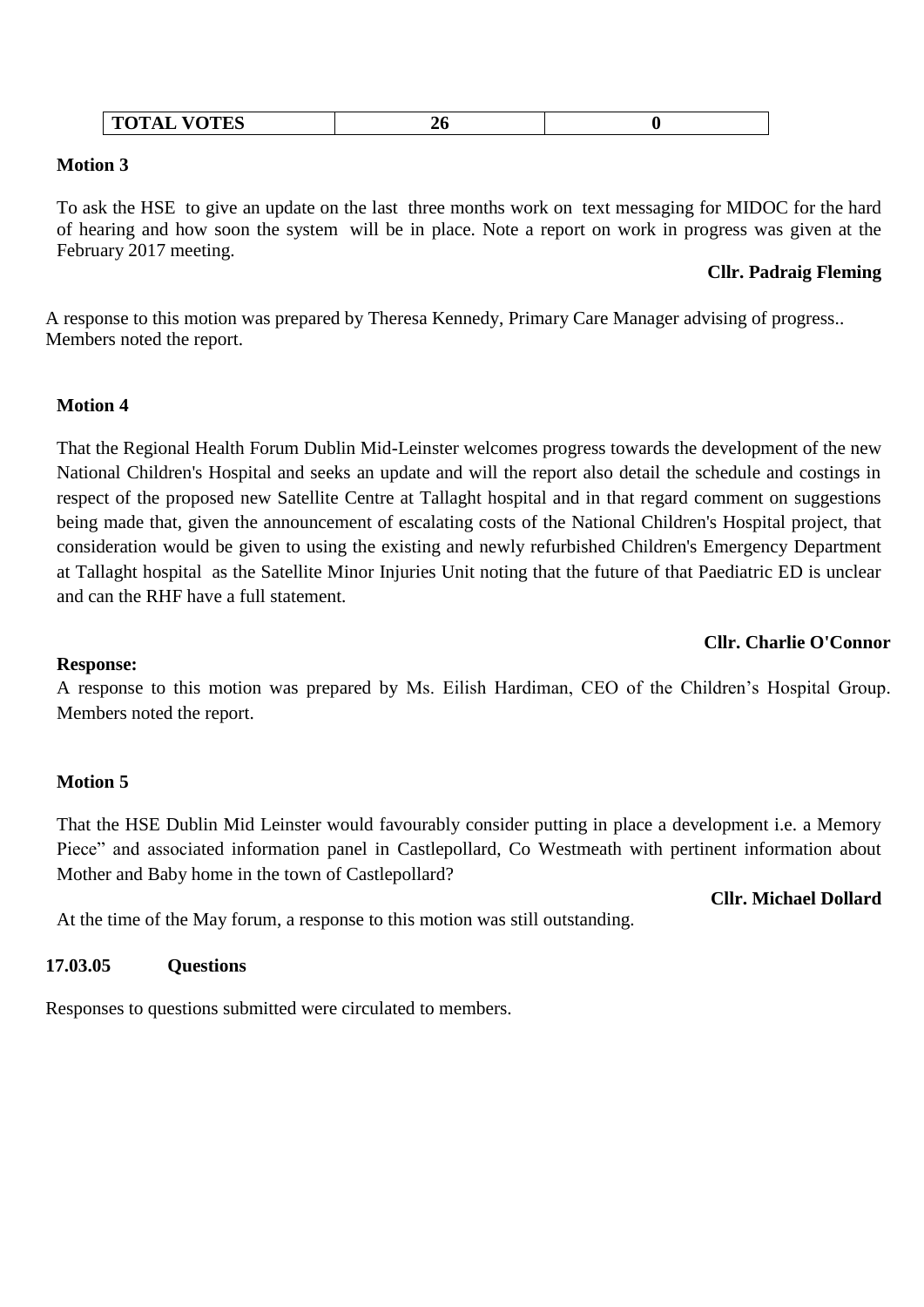| | | |
|---|---|---|
| **TOTAL VOTES** | **26** | **0** |

**Motion 3**

To ask the HSE to give an update on the last three months work on text messaging for MIDOC for the hard of hearing and how soon the system will be in place. Note a report on work in progress was given at the February 2017 meeting.

**Cllr. Padraig Fleming**

A response to this motion was prepared by Theresa Kennedy, Primary Care Manager advising of progress.. Members noted the report.

**Motion 4**

That the Regional Health Forum Dublin Mid-Leinster welcomes progress towards the development of the new National Children's Hospital and seeks an update and will the report also detail the schedule and costings in respect of the proposed new Satellite Centre at Tallaght hospital and in that regard comment on suggestions being made that, given the announcement of escalating costs of the National Children's Hospital project, that consideration would be given to using the existing and newly refurbished Children's Emergency Department at Tallaght hospital as the Satellite Minor Injuries Unit noting that the future of that Paediatric ED is unclear and can the RHF have a full statement.

**Cllr. Charlie O'Connor**

**Response:**

A response to this motion was prepared by Ms. Eilish Hardiman, CEO of the Children's Hospital Group. Members noted the report.

**Motion 5**

That the HSE Dublin Mid Leinster would favourably consider putting in place a development i.e. a Memory Piece" and associated information panel in Castlepollard, Co Westmeath with pertinent information about Mother and Baby home in the town of Castlepollard?

**Cllr. Michael Dollard**

At the time of the May forum, a response to this motion was still outstanding.

**17.03.05 Questions**

Responses to questions submitted were circulated to members.